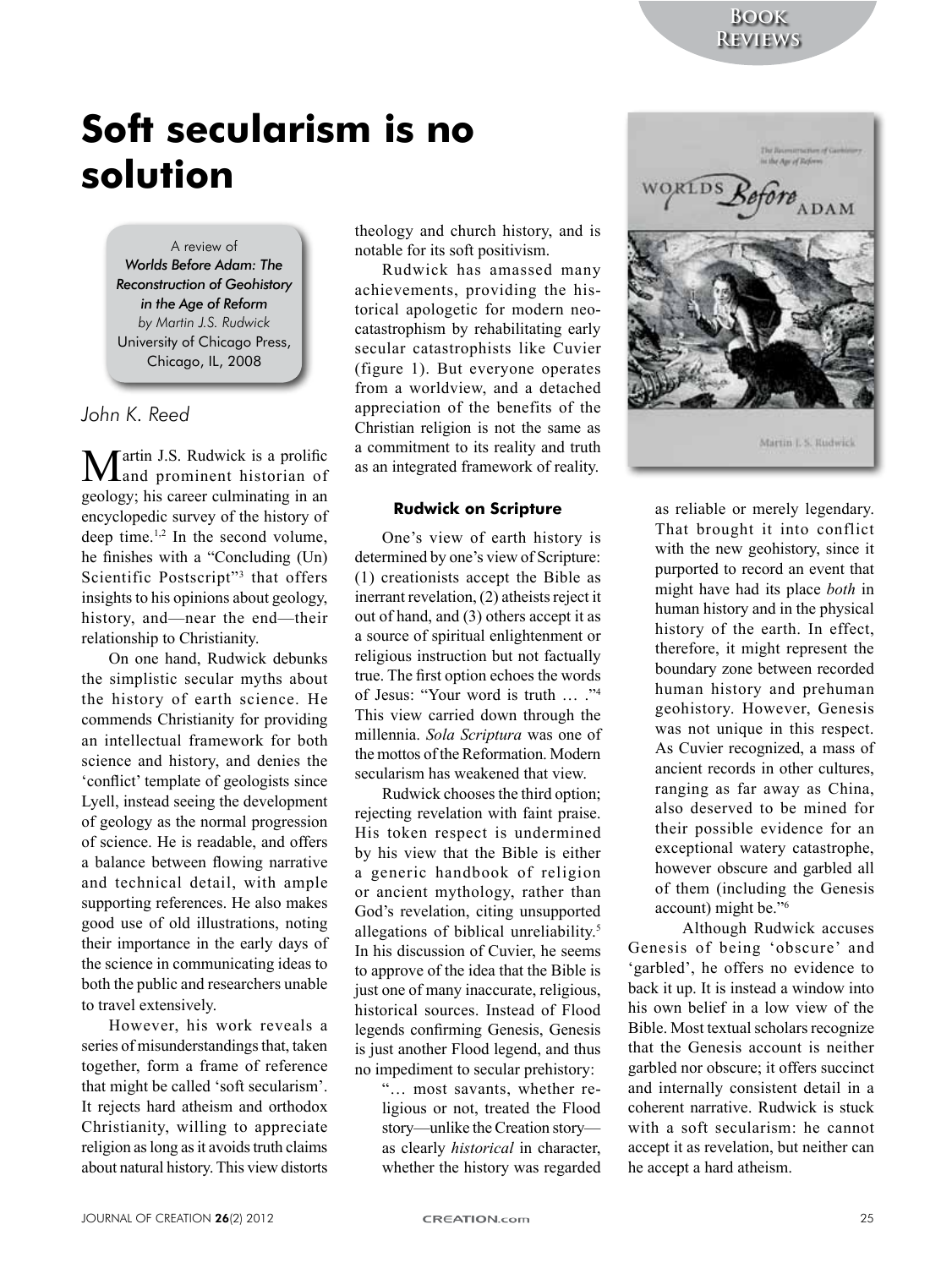# Soft secularism is no solution

A review of
*Worlds Before Adam: The Reconstruction of Geohistory in the Age of Reform*
*by Martin J.S. Rudwick*
University of Chicago Press, Chicago, IL, 2008

*John K. Reed*

Martin J.S. Rudwick is a prolific and prominent historian of geology; his career culminating in an encyclopedic survey of the history of deep time.[1,2] In the second volume, he finishes with a "Concluding (Un) Scientific Postscript"[3] that offers insights to his opinions about geology, history, and—near the end—their relationship to Christianity.

On one hand, Rudwick debunks the simplistic secular myths about the history of earth science. He commends Christianity for providing an intellectual framework for both science and history, and denies the 'conflict' template of geologists since Lyell, instead seeing the development of geology as the normal progression of science. He is readable, and offers a balance between flowing narrative and technical detail, with ample supporting references. He also makes good use of old illustrations, noting their importance in the early days of the science in communicating ideas to both the public and researchers unable to travel extensively.

However, his work reveals a series of misunderstandings that, taken together, form a frame of reference that might be called 'soft secularism'. It rejects hard atheism and orthodox Christianity, willing to appreciate religion as long as it avoids truth claims about natural history. This view distorts theology and church history, and is notable for its soft positivism.

Rudwick has amassed many achievements, providing the historical apologetic for modern neo-catastrophism by rehabilitating early secular catastrophists like Cuvier (figure 1). But everyone operates from a worldview, and a detached appreciation of the benefits of the Christian religion is not the same as a commitment to its reality and truth as an integrated framework of reality.

### Rudwick on Scripture

One's view of earth history is determined by one's view of Scripture: (1) creationists accept the Bible as inerrant revelation, (2) atheists reject it out of hand, and (3) others accept it as a source of spiritual enlightenment or religious instruction but not factually true. The first option echoes the words of Jesus: "Your word is truth … ."[4] This view carried down through the millennia. *Sola Scriptura* was one of the mottos of the Reformation. Modern secularism has weakened that view.

Rudwick chooses the third option; rejecting revelation with faint praise. His token respect is undermined by his view that the Bible is either a generic handbook of religion or ancient mythology, rather than God's revelation, citing unsupported allegations of biblical unreliability.[5] In his discussion of Cuvier, he seems to approve of the idea that the Bible is just one of many inaccurate, religious, historical sources. Instead of Flood legends confirming Genesis, Genesis is just another Flood legend, and thus no impediment to secular prehistory:

> "… most savants, whether religious or not, treated the Flood story—unlike the Creation story—as clearly *historical* in character, whether the history was regarded as reliable or merely legendary. That brought it into conflict with the new geohistory, since it purported to record an event that might have had its place *both* in human history and in the physical history of the earth. In effect, therefore, it might represent the boundary zone between recorded human history and prehuman geohistory. However, Genesis was not unique in this respect. As Cuvier recognized, a mass of ancient records in other cultures, ranging as far away as China, also deserved to be mined for their possible evidence for an exceptional watery catastrophe, however obscure and garbled all of them (including the Genesis account) might be."[6]

Although Rudwick accuses Genesis of being 'obscure' and 'garbled', he offers no evidence to back it up. It is instead a window into his own belief in a low view of the Bible. Most textual scholars recognize that the Genesis account is neither garbled nor obscure; it offers succinct and internally consistent detail in a coherent narrative. Rudwick is stuck with a soft secularism: he cannot accept it as revelation, but neither can he accept a hard atheism.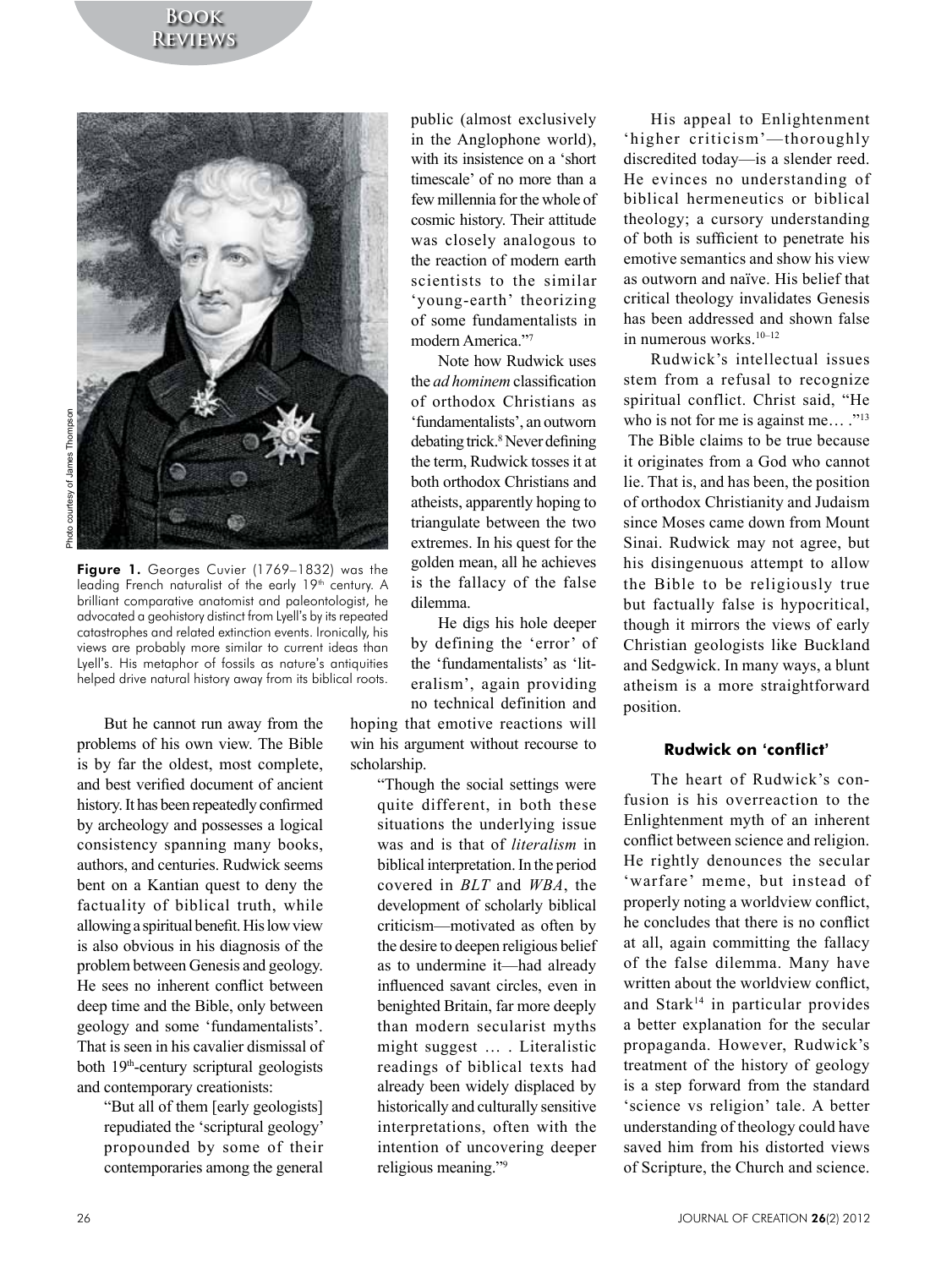Figure 1. Georges Cuvier (1769–1832) was the leading French naturalist of the early 19th century. A brilliant comparative anatomist and paleontologist, he advocated a geohistory distinct from Lyell's by its repeated catastrophes and related extinction events. Ironically, his views are probably more similar to current ideas than Lyell's. His metaphor of fossils as nature's antiquities helped drive natural history away from its biblical roots.

Photo courtesy of James Thompson

But he cannot run away from the problems of his own view. The Bible is by far the oldest, most complete, and best verified document of ancient history. It has been repeatedly confirmed by archeology and possesses a logical consistency spanning many books, authors, and centuries. Rudwick seems bent on a Kantian quest to deny the factuality of biblical truth, while allowing a spiritual benefit. His low view is also obvious in his diagnosis of the problem between Genesis and geology. He sees no inherent conflict between deep time and the Bible, only between geology and some 'fundamentalists'. That is seen in his cavalier dismissal of both 19th-century scriptural geologists and contemporary creationists:

> "But all of them [early geologists] repudiated the 'scriptural geology' propounded by some of their contemporaries among the general public (almost exclusively in the Anglophone world), with its insistence on a 'short timescale' of no more than a few millennia for the whole of cosmic history. Their attitude was closely analogous to the reaction of modern earth scientists to the similar 'young-earth' theorizing of some fundamentalists in modern America."[7]

Note how Rudwick uses the *ad hominem* classification of orthodox Christians as 'fundamentalists', an outworn debating trick.[8] Never defining the term, Rudwick tosses it at both orthodox Christians and atheists, apparently hoping to triangulate between the two extremes. In his quest for the golden mean, all he achieves is the fallacy of the false dilemma.

He digs his hole deeper by defining the 'error' of the 'fundamentalists' as 'literalism', again providing no technical definition and hoping that emotive reactions will win his argument without recourse to scholarship.

> "Though the social settings were quite different, in both these situations the underlying issue was and is that of *literalism* in biblical interpretation. In the period covered in *BLT* and *WBA*, the development of scholarly biblical criticism—motivated as often by the desire to deepen religious belief as to undermine it—had already influenced savant circles, even in benighted Britain, far more deeply than modern secularist myths might suggest … . Literalistic readings of biblical texts had already been widely displaced by historically and culturally sensitive interpretations, often with the intention of uncovering deeper religious meaning."[9]

His appeal to Enlightenment 'higher criticism'—thoroughly discredited today—is a slender reed. He evinces no understanding of biblical hermeneutics or biblical theology; a cursory understanding of both is sufficient to penetrate his emotive semantics and show his view as outworn and naïve. His belief that critical theology invalidates Genesis has been addressed and shown false in numerous works.[10–12]

Rudwick's intellectual issues stem from a refusal to recognize spiritual conflict. Christ said, "He who is not for me is against me… ."[13] The Bible claims to be true because it originates from a God who cannot lie. That is, and has been, the position of orthodox Christianity and Judaism since Moses came down from Mount Sinai. Rudwick may not agree, but his disingenuous attempt to allow the Bible to be religiously true but factually false is hypocritical, though it mirrors the views of early Christian geologists like Buckland and Sedgwick. In many ways, a blunt atheism is a more straightforward position.

### Rudwick on 'conflict'

The heart of Rudwick's confusion is his overreaction to the Enlightenment myth of an inherent conflict between science and religion. He rightly denounces the secular 'warfare' meme, but instead of properly noting a worldview conflict, he concludes that there is no conflict at all, again committing the fallacy of the false dilemma. Many have written about the worldview conflict, and Stark[14] in particular provides a better explanation for the secular propaganda. However, Rudwick's treatment of the history of geology is a step forward from the standard 'science vs religion' tale. A better understanding of theology could have saved him from his distorted views of Scripture, the Church and science.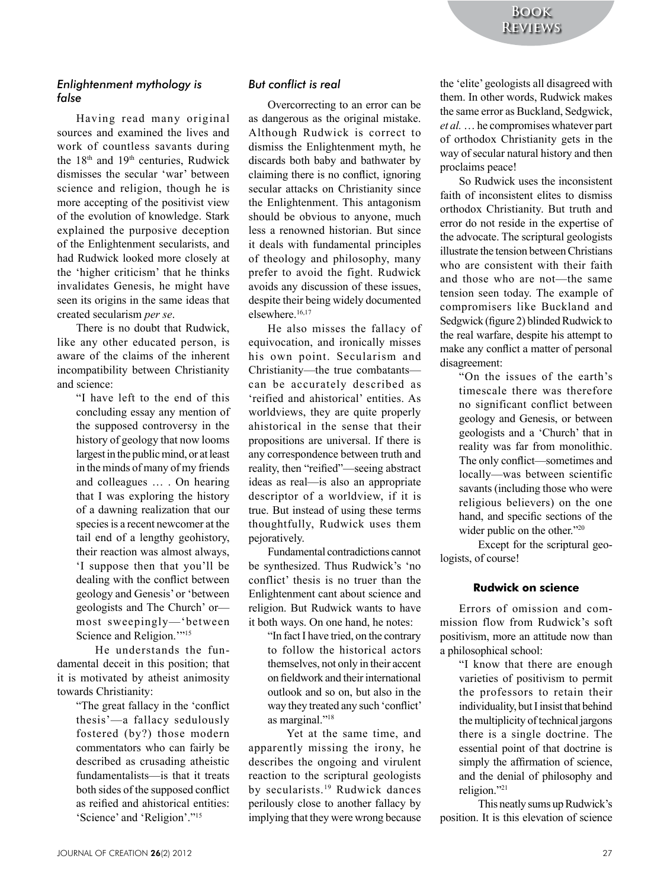### *Enlightenment mythology is false*

Having read many original sources and examined the lives and work of countless savants during the 18th and 19th centuries, Rudwick dismisses the secular 'war' between science and religion, though he is more accepting of the positivist view of the evolution of knowledge. Stark explained the purposive deception of the Enlightenment secularists, and had Rudwick looked more closely at the 'higher criticism' that he thinks invalidates Genesis, he might have seen its origins in the same ideas that created secularism *per se*.

There is no doubt that Rudwick, like any other educated person, is aware of the claims of the inherent incompatibility between Christianity and science:

> "I have left to the end of this concluding essay any mention of the supposed controversy in the history of geology that now looms largest in the public mind, or at least in the minds of many of my friends and colleagues … . On hearing that I was exploring the history of a dawning realization that our species is a recent newcomer at the tail end of a lengthy geohistory, their reaction was almost always, 'I suppose then that you'll be dealing with the conflict between geology and Genesis' or 'between geologists and The Church' or—most sweepingly—'between Science and Religion.'"[15]

He understands the fundamental deceit in this position; that it is motivated by atheist animosity towards Christianity:

> "The great fallacy in the 'conflict thesis'—a fallacy sedulously fostered (by?) those modern commentators who can fairly be described as crusading atheistic fundamentalists—is that it treats both sides of the supposed conflict as reified and ahistorical entities: 'Science' and 'Religion'."[15]

### *But conflict is real*

Overcorrecting to an error can be as dangerous as the original mistake. Although Rudwick is correct to dismiss the Enlightenment myth, he discards both baby and bathwater by claiming there is no conflict, ignoring secular attacks on Christianity since the Enlightenment. This antagonism should be obvious to anyone, much less a renowned historian. But since it deals with fundamental principles of theology and philosophy, many prefer to avoid the fight. Rudwick avoids any discussion of these issues, despite their being widely documented elsewhere.[16,17]

He also misses the fallacy of equivocation, and ironically misses his own point. Secularism and Christianity—the true combatants—can be accurately described as 'reified and ahistorical' entities. As worldviews, they are quite properly ahistorical in the sense that their propositions are universal. If there is any correspondence between truth and reality, then "reified"—seeing abstract ideas as real—is also an appropriate descriptor of a worldview, if it is true. But instead of using these terms thoughtfully, Rudwick uses them pejoratively.

Fundamental contradictions cannot be synthesized. Thus Rudwick's 'no conflict' thesis is no truer than the Enlightenment cant about science and religion. But Rudwick wants to have it both ways. On one hand, he notes:

> "In fact I have tried, on the contrary to follow the historical actors themselves, not only in their accent on fieldwork and their international outlook and so on, but also in the way they treated any such 'conflict' as marginal."[18]

Yet at the same time, and apparently missing the irony, he describes the ongoing and virulent reaction to the scriptural geologists by secularists.[19] Rudwick dances perilously close to another fallacy by implying that they were wrong because the 'elite' geologists all disagreed with them. In other words, Rudwick makes the same error as Buckland, Sedgwick, *et al.* … he compromises whatever part of orthodox Christianity gets in the way of secular natural history and then proclaims peace!

So Rudwick uses the inconsistent faith of inconsistent elites to dismiss orthodox Christianity. But truth and error do not reside in the expertise of the advocate. The scriptural geologists illustrate the tension between Christians who are consistent with their faith and those who are not—the same tension seen today. The example of compromisers like Buckland and Sedgwick (figure 2) blinded Rudwick to the real warfare, despite his attempt to make any conflict a matter of personal disagreement:

> "On the issues of the earth's timescale there was therefore no significant conflict between geology and Genesis, or between geologists and a 'Church' that in reality was far from monolithic. The only conflict—sometimes and locally—was between scientific savants (including those who were religious believers) on the one hand, and specific sections of the wider public on the other."[20]

Except for the scriptural geologists, of course!

#### **Rudwick on science**

Errors of omission and commission flow from Rudwick's soft positivism, more an attitude now than a philosophical school:

> "I know that there are enough varieties of positivism to permit the professors to retain their individuality, but I insist that behind the multiplicity of technical jargons there is a single doctrine. The essential point of that doctrine is simply the affirmation of science, and the denial of philosophy and religion."[21]

This neatly sums up Rudwick's position. It is this elevation of science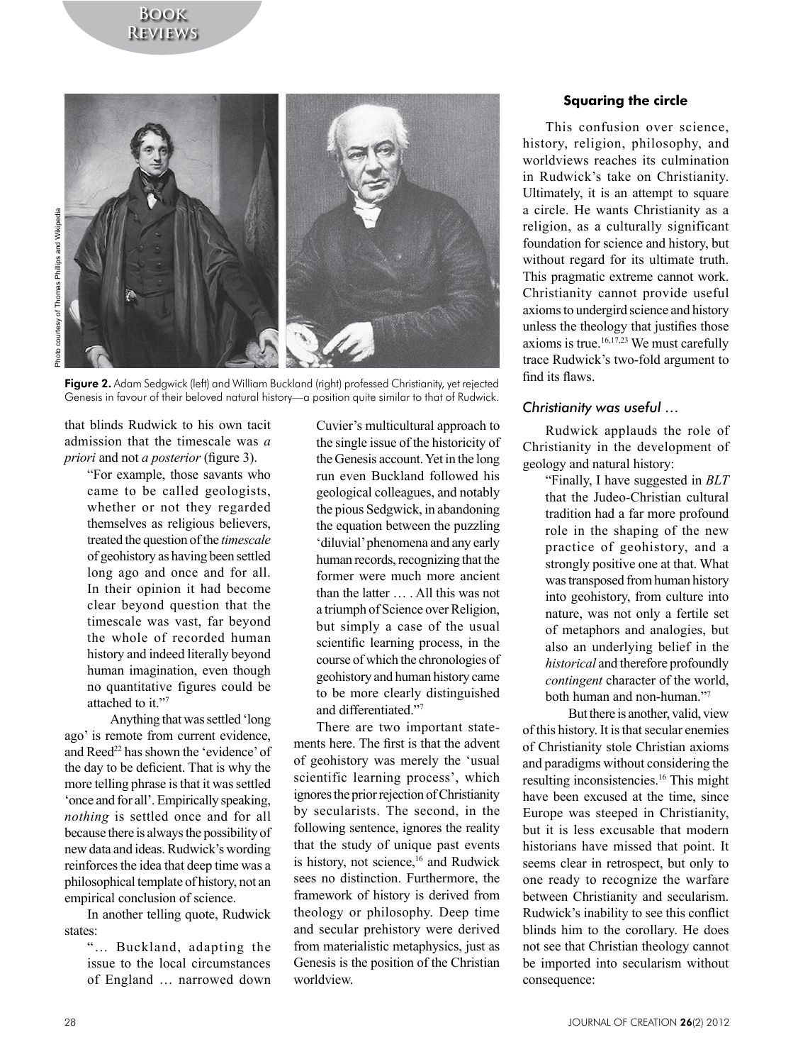Figure 2. Adam Sedgwick (left) and William Buckland (right) professed Christianity, yet rejected Genesis in favour of their beloved natural history—a position quite similar to that of Rudwick.

that blinds Rudwick to his own tacit admission that the timescale was *a priori* and not *a posterior* (figure 3).

> "For example, those savants who came to be called geologists, whether or not they regarded themselves as religious believers, treated the question of the *timescale* of geohistory as having been settled long ago and once and for all. In their opinion it had become clear beyond question that the timescale was vast, far beyond the whole of recorded human history and indeed literally beyond human imagination, even though no quantitative figures could be attached to it."[7]

Anything that was settled 'long ago' is remote from current evidence, and Reed[22] has shown the 'evidence' of the day to be deficient. That is why the more telling phrase is that it was settled 'once and for all'. Empirically speaking, *nothing* is settled once and for all because there is always the possibility of new data and ideas. Rudwick's wording reinforces the idea that deep time was a philosophical template of history, not an empirical conclusion of science.

In another telling quote, Rudwick states:

> "… Buckland, adapting the issue to the local circumstances of England … narrowed down Cuvier's multicultural approach to the single issue of the historicity of the Genesis account. Yet in the long run even Buckland followed his geological colleagues, and notably the pious Sedgwick, in abandoning the equation between the puzzling 'diluvial' phenomena and any early human records, recognizing that the former were much more ancient than the latter … . All this was not a triumph of Science over Religion, but simply a case of the usual scientific learning process, in the course of which the chronologies of geohistory and human history came to be more clearly distinguished and differentiated."[7]

There are two important statements here. The first is that the advent of geohistory was merely the 'usual scientific learning process', which ignores the prior rejection of Christianity by secularists. The second, in the following sentence, ignores the reality that the study of unique past events is history, not science,[16] and Rudwick sees no distinction. Furthermore, the framework of history is derived from theology or philosophy. Deep time and secular prehistory were derived from materialistic metaphysics, just as Genesis is the position of the Christian worldview.

### Squaring the circle

This confusion over science, history, religion, philosophy, and worldviews reaches its culmination in Rudwick's take on Christianity. Ultimately, it is an attempt to square a circle. He wants Christianity as a religion, as a culturally significant foundation for science and history, but without regard for its ultimate truth. This pragmatic extreme cannot work. Christianity cannot provide useful axioms to undergird science and history unless the theology that justifies those axioms is true.[16,17,23] We must carefully trace Rudwick's two-fold argument to find its flaws.

#### *Christianity was useful …*

Rudwick applauds the role of Christianity in the development of geology and natural history:

> "Finally, I have suggested in *BLT* that the Judeo-Christian cultural tradition had a far more profound role in the shaping of the new practice of geohistory, and a strongly positive one at that. What was transposed from human history into geohistory, from culture into nature, was not only a fertile set of metaphors and analogies, but also an underlying belief in the *historical* and therefore profoundly *contingent* character of the world, both human and non-human."[7]

But there is another, valid, view of this history. It is that secular enemies of Christianity stole Christian axioms and paradigms without considering the resulting inconsistencies.[16] This might have been excused at the time, since Europe was steeped in Christianity, but it is less excusable that modern historians have missed that point. It seems clear in retrospect, but only to one ready to recognize the warfare between Christianity and secularism. Rudwick's inability to see this conflict blinds him to the corollary. He does not see that Christian theology cannot be imported into secularism without consequence: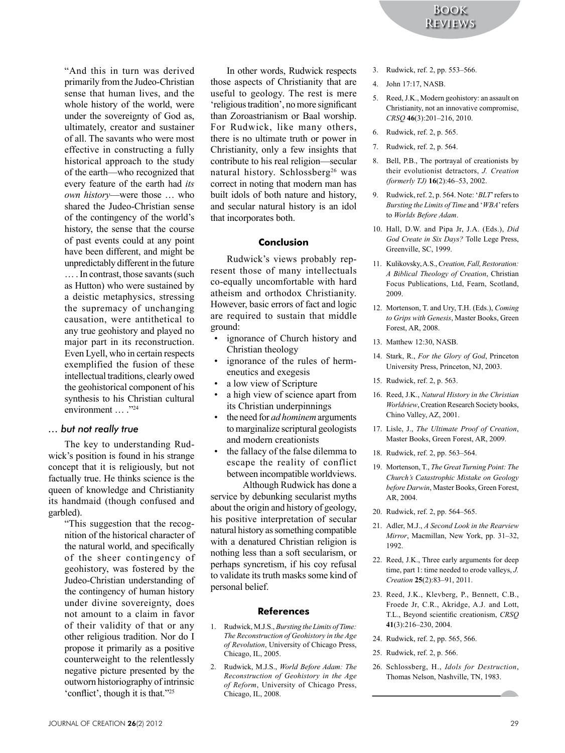"And this in turn was derived primarily from the Judeo-Christian sense that human lives, and the whole history of the world, were under the sovereignty of God as, ultimately, creator and sustainer of all. The savants who were most effective in constructing a fully historical approach to the study of the earth—who recognized that every feature of the earth had *its own history*—were those … who shared the Judeo-Christian sense of the contingency of the world's history, the sense that the course of past events could at any point have been different, and might be unpredictably different in the future … . In contrast, those savants (such as Hutton) who were sustained by a deistic metaphysics, stressing the supremacy of unchanging causation, were antithetical to any true geohistory and played no major part in its reconstruction. Even Lyell, who in certain respects exemplified the fusion of these intellectual traditions, clearly owed the geohistorical component of his synthesis to his Christian cultural environment … ."[24]

### *… but not really true*

The key to understanding Rudwick's position is found in his strange concept that it is religiously, but not factually true. He thinks science is the queen of knowledge and Christianity its handmaid (though confused and garbled).

"This suggestion that the recognition of the historical character of the natural world, and specifically of the sheer contingency of geohistory, was fostered by the Judeo-Christian understanding of the contingency of human history under divine sovereignty, does not amount to a claim in favor of their validity of that or any other religious tradition. Nor do I propose it primarily as a positive counterweight to the relentlessly negative picture presented by the outworn historiography of intrinsic 'conflict', though it is that."[25]

In other words, Rudwick respects those aspects of Christianity that are useful to geology. The rest is mere 'religious tradition', no more significant than Zoroastrianism or Baal worship. For Rudwick, like many others, there is no ultimate truth or power in Christianity, only a few insights that contribute to his real religion—secular natural history. Schlossberg[26] was correct in noting that modern man has built idols of both nature and history, and secular natural history is an idol that incorporates both.

## Conclusion

Rudwick's views probably represent those of many intellectuals co-equally uncomfortable with hard atheism and orthodox Christianity. However, basic errors of fact and logic are required to sustain that middle ground:

- ignorance of Church history and Christian theology
- ignorance of the rules of hermeneutics and exegesis
- a low view of Scripture
- a high view of science apart from its Christian underpinnings
- the need for *ad hominem* arguments to marginalize scriptural geologists and modern creationists
- the fallacy of the false dilemma to escape the reality of conflict between incompatible worldviews.

Although Rudwick has done a service by debunking secularist myths about the origin and history of geology, his positive interpretation of secular natural history as something compatible with a denatured Christian religion is nothing less than a soft secularism, or perhaps syncretism, if his coy refusal to validate its truth masks some kind of personal belief.

## References

1. Rudwick, M.J.S., *Bursting the Limits of Time: The Reconstruction of Geohistory in the Age of Revolution*, University of Chicago Press, Chicago, IL, 2005.
2. Rudwick, M.J.S., *World Before Adam: The Reconstruction of Geohistory in the Age of Reform*, University of Chicago Press, Chicago, IL, 2008.
3. Rudwick, ref. 2, pp. 553–566.
4. John 17:17, NASB.
5. Reed, J.K., Modern geohistory: an assault on Christianity, not an innovative compromise, *CRSQ* **46**(3):201–216, 2010.
6. Rudwick, ref. 2, p. 565.
7. Rudwick, ref. 2, p. 564.
8. Bell, P.B., The portrayal of creationists by their evolutionist detractors, *J. Creation (formerly TJ)* **16**(2):46–53, 2002.
9. Rudwick, ref. 2, p. 564. Note: '*BLT*' refers to *Bursting the Limits of Time* and '*WBA*' refers to *Worlds Before Adam*.
10. Hall, D.W. and Pipa Jr, J.A. (Eds.), *Did God Create in Six Days?* Tolle Lege Press, Greenville, SC, 1999.
11. Kulikovsky, A.S., *Creation, Fall, Restoration: A Biblical Theology of Creation*, Christian Focus Publications, Ltd, Fearn, Scotland, 2009.
12. Mortenson, T. and Ury, T.H. (Eds.), *Coming to Grips with Genesis*, Master Books, Green Forest, AR, 2008.
13. Matthew 12:30, NASB.
14. Stark, R., *For the Glory of God*, Princeton University Press, Princeton, NJ, 2003.
15. Rudwick, ref. 2, p. 563.
16. Reed, J.K., *Natural History in the Christian Worldview*, Creation Research Society books, Chino Valley, AZ, 2001.
17. Lisle, J., *The Ultimate Proof of Creation*, Master Books, Green Forest, AR, 2009.
18. Rudwick, ref. 2, pp. 563–564.
19. Mortenson, T., *The Great Turning Point: The Church's Catastrophic Mistake on Geology before Darwin*, Master Books, Green Forest, AR, 2004.
20. Rudwick, ref. 2, pp. 564–565.
21. Adler, M.J., *A Second Look in the Rearview Mirror*, Macmillan, New York, pp. 31–32, 1992.
22. Reed, J.K., Three early arguments for deep time, part 1: time needed to erode valleys, *J. Creation* **25**(2):83–91, 2011.
23. Reed, J.K., Klevberg, P., Bennett, C.B., Froede Jr, C.R., Akridge, A.J. and Lott, T.L., Beyond scientific creationism, *CRSQ* **41**(3):216–230, 2004.
24. Rudwick, ref. 2, pp. 565, 566.
25. Rudwick, ref. 2, p. 566.
26. Schlossberg, H., *Idols for Destruction*, Thomas Nelson, Nashville, TN, 1983.